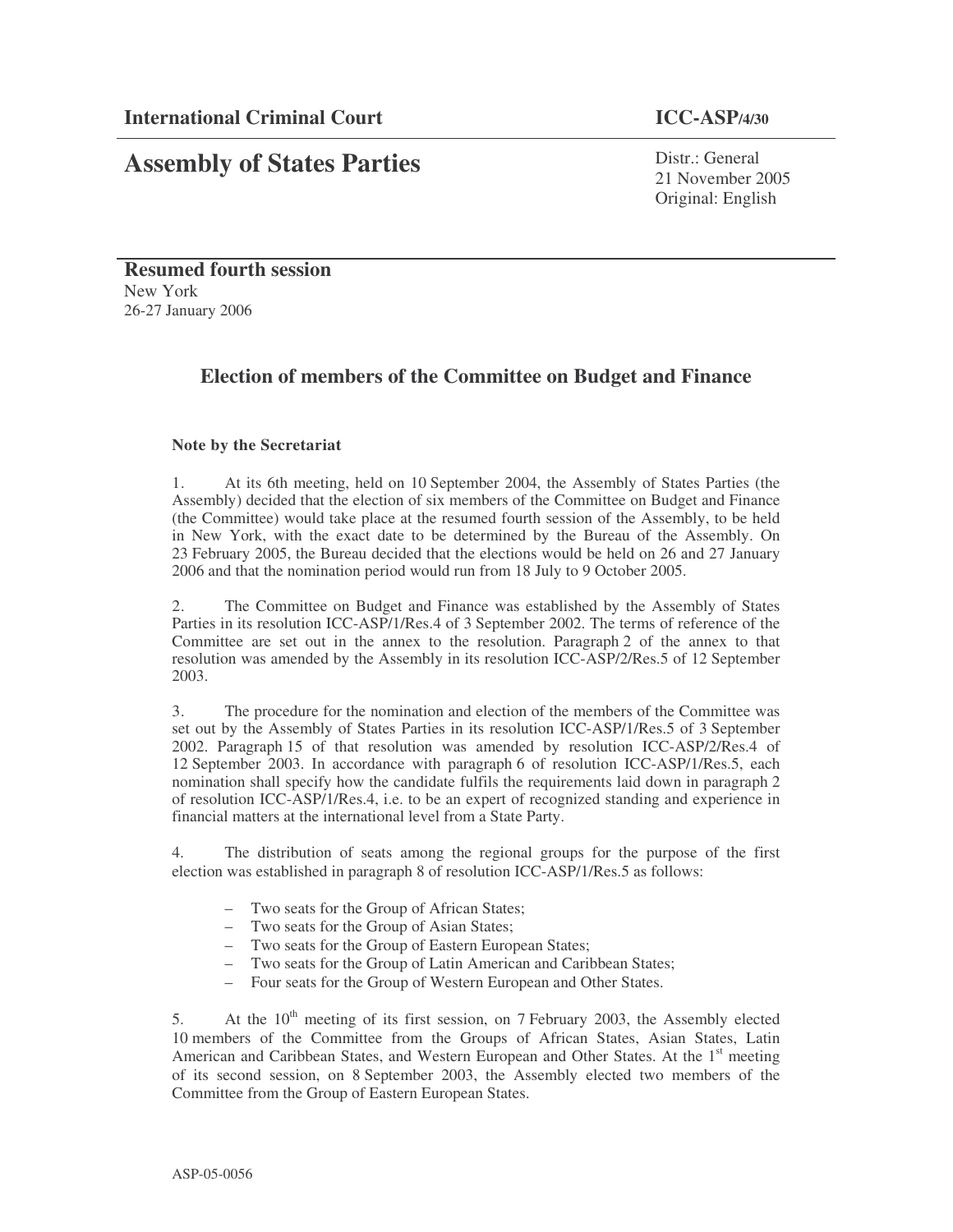**International Criminal Court** **ICC-ASP/4/30**

# Assembly of States Parties

Distr.: General
21 November 2005
Original: English

**Resumed fourth session**
New York
26-27 January 2006

## Election of members of the Committee on Budget and Finance

**Note by the Secretariat**

1. At its 6th meeting, held on 10 September 2004, the Assembly of States Parties (the Assembly) decided that the election of six members of the Committee on Budget and Finance (the Committee) would take place at the resumed fourth session of the Assembly, to be held in New York, with the exact date to be determined by the Bureau of the Assembly. On 23 February 2005, the Bureau decided that the elections would be held on 26 and 27 January 2006 and that the nomination period would run from 18 July to 9 October 2005.

2. The Committee on Budget and Finance was established by the Assembly of States Parties in its resolution ICC-ASP/1/Res.4 of 3 September 2002. The terms of reference of the Committee are set out in the annex to the resolution. Paragraph 2 of the annex to that resolution was amended by the Assembly in its resolution ICC-ASP/2/Res.5 of 12 September 2003.

3. The procedure for the nomination and election of the members of the Committee was set out by the Assembly of States Parties in its resolution ICC-ASP/1/Res.5 of 3 September 2002. Paragraph 15 of that resolution was amended by resolution ICC-ASP/2/Res.4 of 12 September 2003. In accordance with paragraph 6 of resolution ICC-ASP/1/Res.5, each nomination shall specify how the candidate fulfils the requirements laid down in paragraph 2 of resolution ICC-ASP/1/Res.4, i.e. to be an expert of recognized standing and experience in financial matters at the international level from a State Party.

4. The distribution of seats among the regional groups for the purpose of the first election was established in paragraph 8 of resolution ICC-ASP/1/Res.5 as follows:

- Two seats for the Group of African States;
- Two seats for the Group of Asian States;
- Two seats for the Group of Eastern European States;
- Two seats for the Group of Latin American and Caribbean States;
- Four seats for the Group of Western European and Other States.

5. At the 10th meeting of its first session, on 7 February 2003, the Assembly elected 10 members of the Committee from the Groups of African States, Asian States, Latin American and Caribbean States, and Western European and Other States. At the 1st meeting of its second session, on 8 September 2003, the Assembly elected two members of the Committee from the Group of Eastern European States.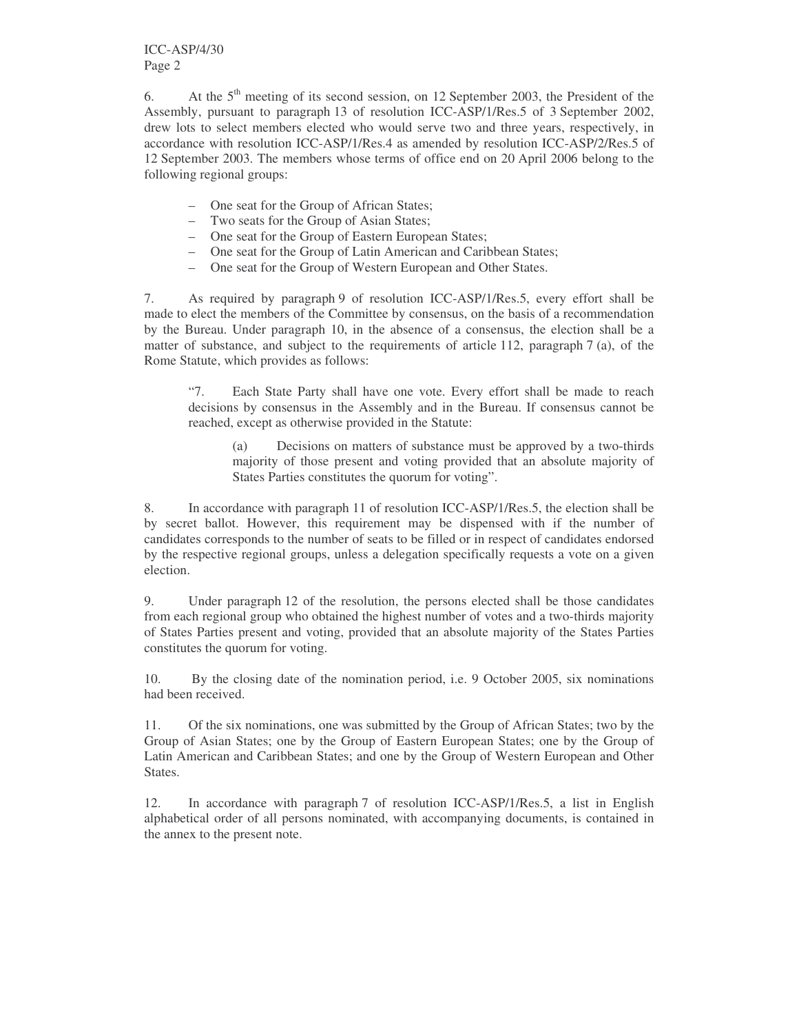6. At the 5th meeting of its second session, on 12 September 2003, the President of the Assembly, pursuant to paragraph 13 of resolution ICC-ASP/1/Res.5 of 3 September 2002, drew lots to select members elected who would serve two and three years, respectively, in accordance with resolution ICC-ASP/1/Res.4 as amended by resolution ICC-ASP/2/Res.5 of 12 September 2003. The members whose terms of office end on 20 April 2006 belong to the following regional groups:

- One seat for the Group of African States;
- Two seats for the Group of Asian States;
- One seat for the Group of Eastern European States;
- One seat for the Group of Latin American and Caribbean States;
- One seat for the Group of Western European and Other States.

7. As required by paragraph 9 of resolution ICC-ASP/1/Res.5, every effort shall be made to elect the members of the Committee by consensus, on the basis of a recommendation by the Bureau. Under paragraph 10, in the absence of a consensus, the election shall be a matter of substance, and subject to the requirements of article 112, paragraph 7 (a), of the Rome Statute, which provides as follows:

> "7. Each State Party shall have one vote. Every effort shall be made to reach decisions by consensus in the Assembly and in the Bureau. If consensus cannot be reached, except as otherwise provided in the Statute:
>
> > (a) Decisions on matters of substance must be approved by a two-thirds majority of those present and voting provided that an absolute majority of States Parties constitutes the quorum for voting".

8. In accordance with paragraph 11 of resolution ICC-ASP/1/Res.5, the election shall be by secret ballot. However, this requirement may be dispensed with if the number of candidates corresponds to the number of seats to be filled or in respect of candidates endorsed by the respective regional groups, unless a delegation specifically requests a vote on a given election.

9. Under paragraph 12 of the resolution, the persons elected shall be those candidates from each regional group who obtained the highest number of votes and a two-thirds majority of States Parties present and voting, provided that an absolute majority of the States Parties constitutes the quorum for voting.

10. By the closing date of the nomination period, i.e. 9 October 2005, six nominations had been received.

11. Of the six nominations, one was submitted by the Group of African States; two by the Group of Asian States; one by the Group of Eastern European States; one by the Group of Latin American and Caribbean States; and one by the Group of Western European and Other States.

12. In accordance with paragraph 7 of resolution ICC-ASP/1/Res.5, a list in English alphabetical order of all persons nominated, with accompanying documents, is contained in the annex to the present note.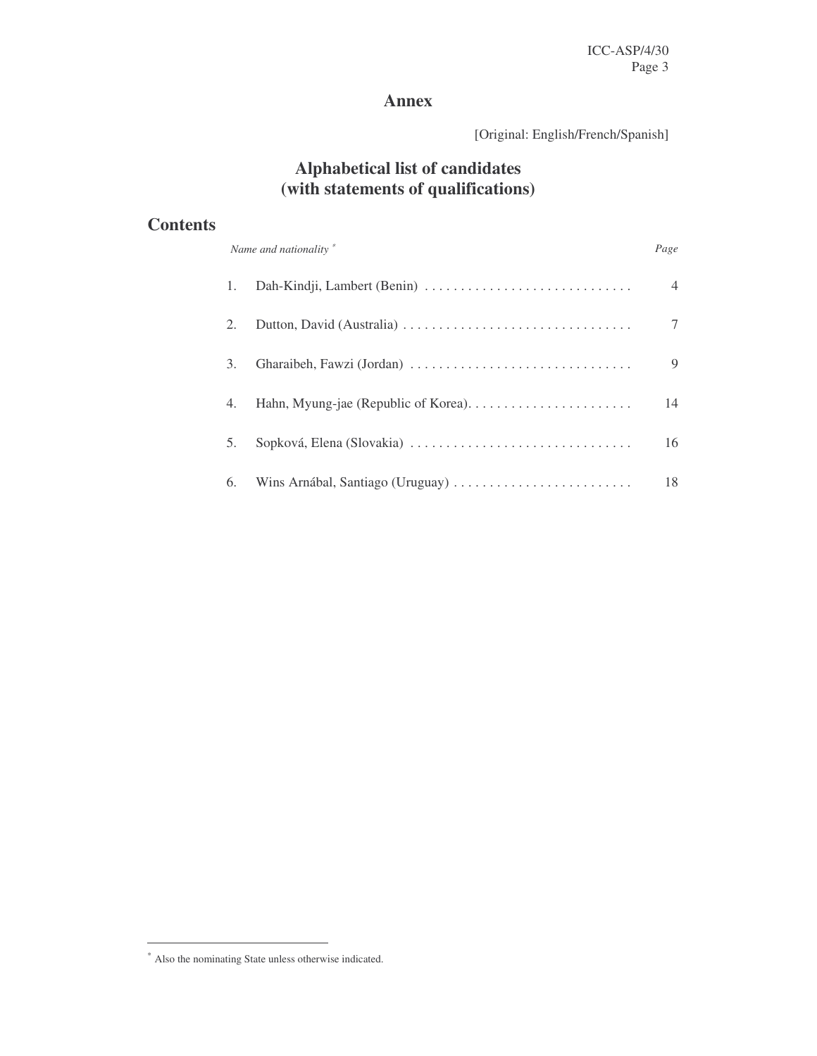# Annex

[Original: English/French/Spanish]

## Alphabetical list of candidates (with statements of qualifications)

## Contents

| | *Name and nationality* [*] | *Page* |
|---|---|---|
| 1. | Dah-Kindji, Lambert (Benin) | 4 |
| 2. | Dutton, David (Australia) | 7 |
| 3. | Gharaibeh, Fawzi (Jordan) | 9 |
| 4. | Hahn, Myung-jae (Republic of Korea) | 14 |
| 5. | Sopková, Elena (Slovakia) | 16 |
| 6. | Wins Arnábal, Santiago (Uruguay) | 18 |

[*] Also the nominating State unless otherwise indicated.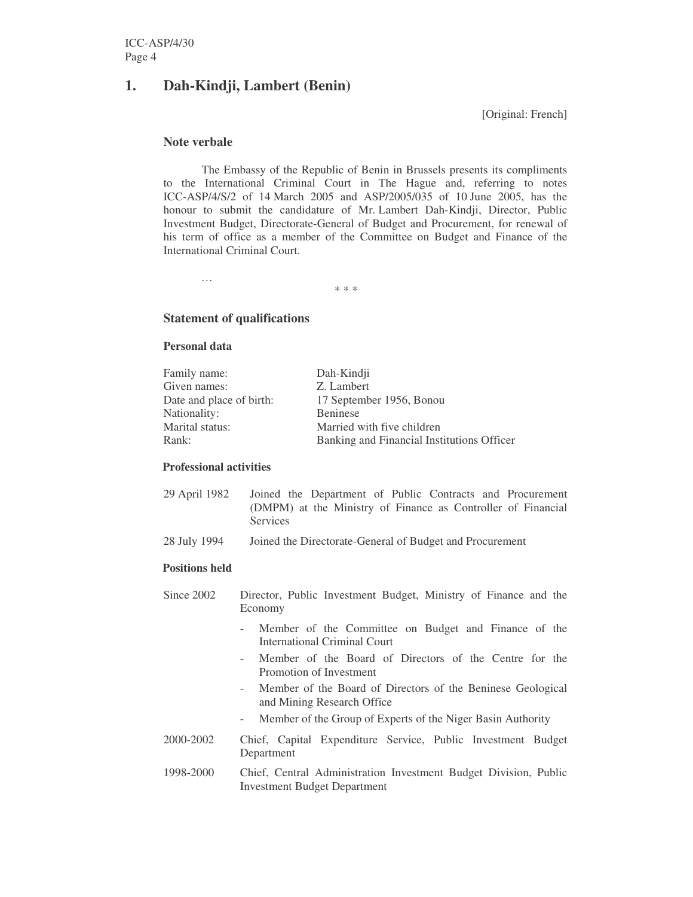## 1. Dah-Kindji, Lambert (Benin)

[Original: French]

### Note verbale

The Embassy of the Republic of Benin in Brussels presents its compliments to the International Criminal Court in The Hague and, referring to notes ICC-ASP/4/S/2 of 14 March 2005 and ASP/2005/035 of 10 June 2005, has the honour to submit the candidature of Mr. Lambert Dah-Kindji, Director, Public Investment Budget, Directorate-General of Budget and Procurement, for renewal of his term of office as a member of the Committee on Budget and Finance of the International Criminal Court.

…

\* \* \*

### Statement of qualifications

#### Personal data

| | |
|---|---|
| Family name: | Dah-Kindji |
| Given names: | Z. Lambert |
| Date and place of birth: | 17 September 1956, Bonou |
| Nationality: | Beninese |
| Marital status: | Married with five children |
| Rank: | Banking and Financial Institutions Officer |

#### Professional activities

| | |
|---|---|
| 29 April 1982 | Joined the Department of Public Contracts and Procurement (DMPM) at the Ministry of Finance as Controller of Financial Services |
| 28 July 1994 | Joined the Directorate-General of Budget and Procurement |

#### Positions held

Since 2002 — Director, Public Investment Budget, Ministry of Finance and the Economy

- Member of the Committee on Budget and Finance of the International Criminal Court
- Member of the Board of Directors of the Centre for the Promotion of Investment
- Member of the Board of Directors of the Beninese Geological and Mining Research Office
- Member of the Group of Experts of the Niger Basin Authority

2000-2002 — Chief, Capital Expenditure Service, Public Investment Budget Department

1998-2000 — Chief, Central Administration Investment Budget Division, Public Investment Budget Department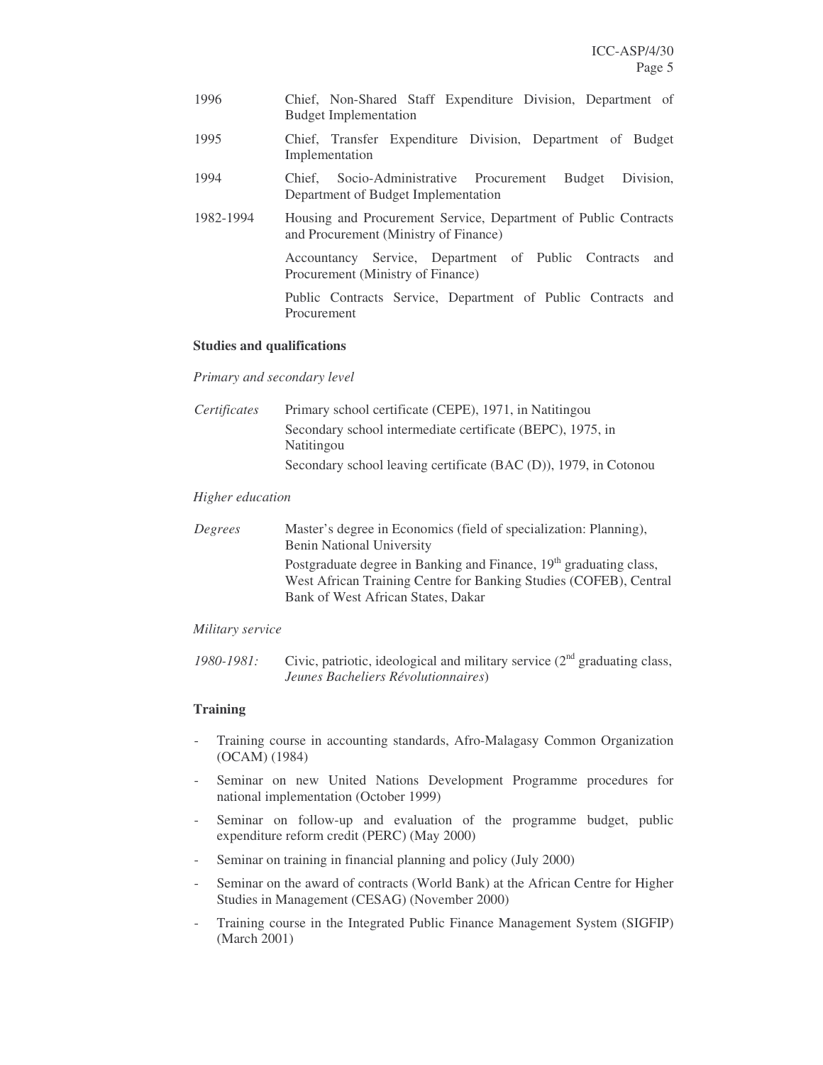| | |
|---|---|
| 1996 | Chief, Non-Shared Staff Expenditure Division, Department of Budget Implementation |
| 1995 | Chief, Transfer Expenditure Division, Department of Budget Implementation |
| 1994 | Chief, Socio-Administrative Procurement Budget Division, Department of Budget Implementation |
| 1982-1994 | Housing and Procurement Service, Department of Public Contracts and Procurement (Ministry of Finance) |
| | Accountancy Service, Department of Public Contracts and Procurement (Ministry of Finance) |
| | Public Contracts Service, Department of Public Contracts and Procurement |

**Studies and qualifications**

*Primary and secondary level*

| | |
|---|---|
| *Certificates* | Primary school certificate (CEPE), 1971, in Natitingou |
| | Secondary school intermediate certificate (BEPC), 1975, in Natitingou |
| | Secondary school leaving certificate (BAC (D)), 1979, in Cotonou |

*Higher education*

| | |
|---|---|
| *Degrees* | Master's degree in Economics (field of specialization: Planning), Benin National University |
| | Postgraduate degree in Banking and Finance, 19th graduating class, West African Training Centre for Banking Studies (COFEB), Central Bank of West African States, Dakar |

*Military service*

*1980-1981:* Civic, patriotic, ideological and military service (2nd graduating class, *Jeunes Bacheliers Révolutionnaires*)

**Training**

- Training course in accounting standards, Afro-Malagasy Common Organization (OCAM) (1984)
- Seminar on new United Nations Development Programme procedures for national implementation (October 1999)
- Seminar on follow-up and evaluation of the programme budget, public expenditure reform credit (PERC) (May 2000)
- Seminar on training in financial planning and policy (July 2000)
- Seminar on the award of contracts (World Bank) at the African Centre for Higher Studies in Management (CESAG) (November 2000)
- Training course in the Integrated Public Finance Management System (SIGFIP) (March 2001)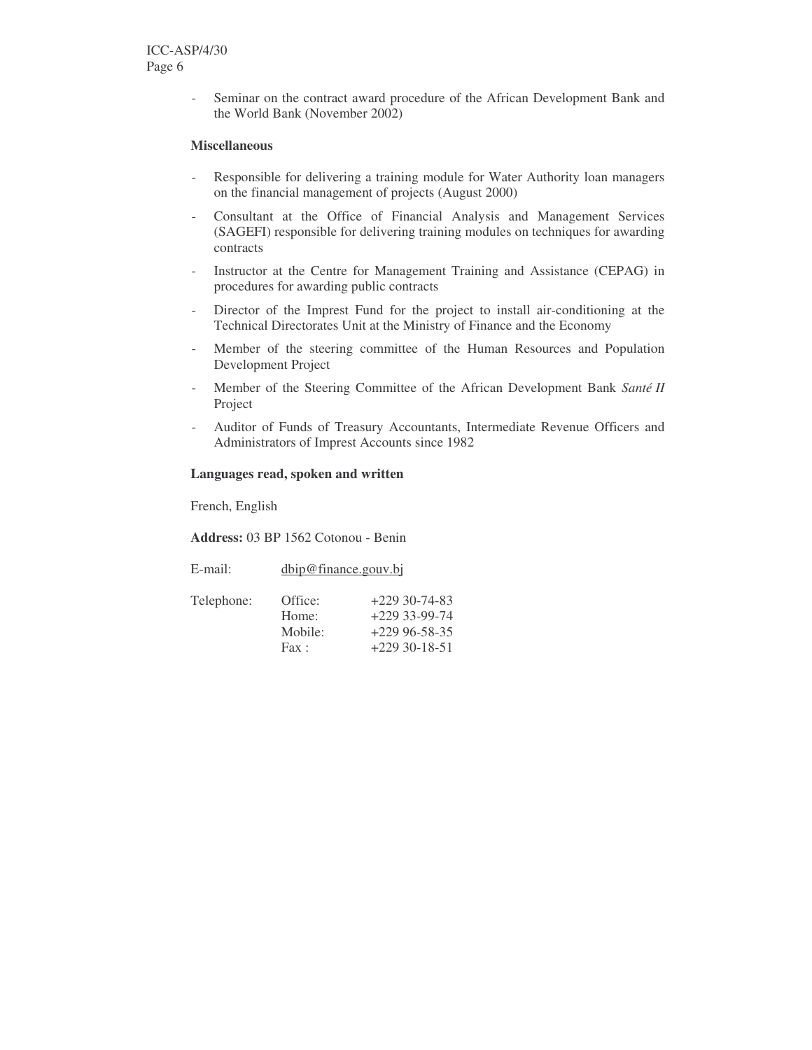- Seminar on the contract award procedure of the African Development Bank and the World Bank (November 2002)

**Miscellaneous**

- Responsible for delivering a training module for Water Authority loan managers on the financial management of projects (August 2000)
- Consultant at the Office of Financial Analysis and Management Services (SAGEFI) responsible for delivering training modules on techniques for awarding contracts
- Instructor at the Centre for Management Training and Assistance (CEPAG) in procedures for awarding public contracts
- Director of the Imprest Fund for the project to install air-conditioning at the Technical Directorates Unit at the Ministry of Finance and the Economy
- Member of the steering committee of the Human Resources and Population Development Project
- Member of the Steering Committee of the African Development Bank *Santé II* Project
- Auditor of Funds of Treasury Accountants, Intermediate Revenue Officers and Administrators of Imprest Accounts since 1982

**Languages read, spoken and written**

French, English

**Address:** 03 BP 1562 Cotonou - Benin

E-mail: dbip@finance.gouv.bj

| Telephone: | Office: | +229 30-74-83 |
|---|---|---|
| | Home: | +229 33-99-74 |
| | Mobile: | +229 96-58-35 |
| | Fax : | +229 30-18-51 |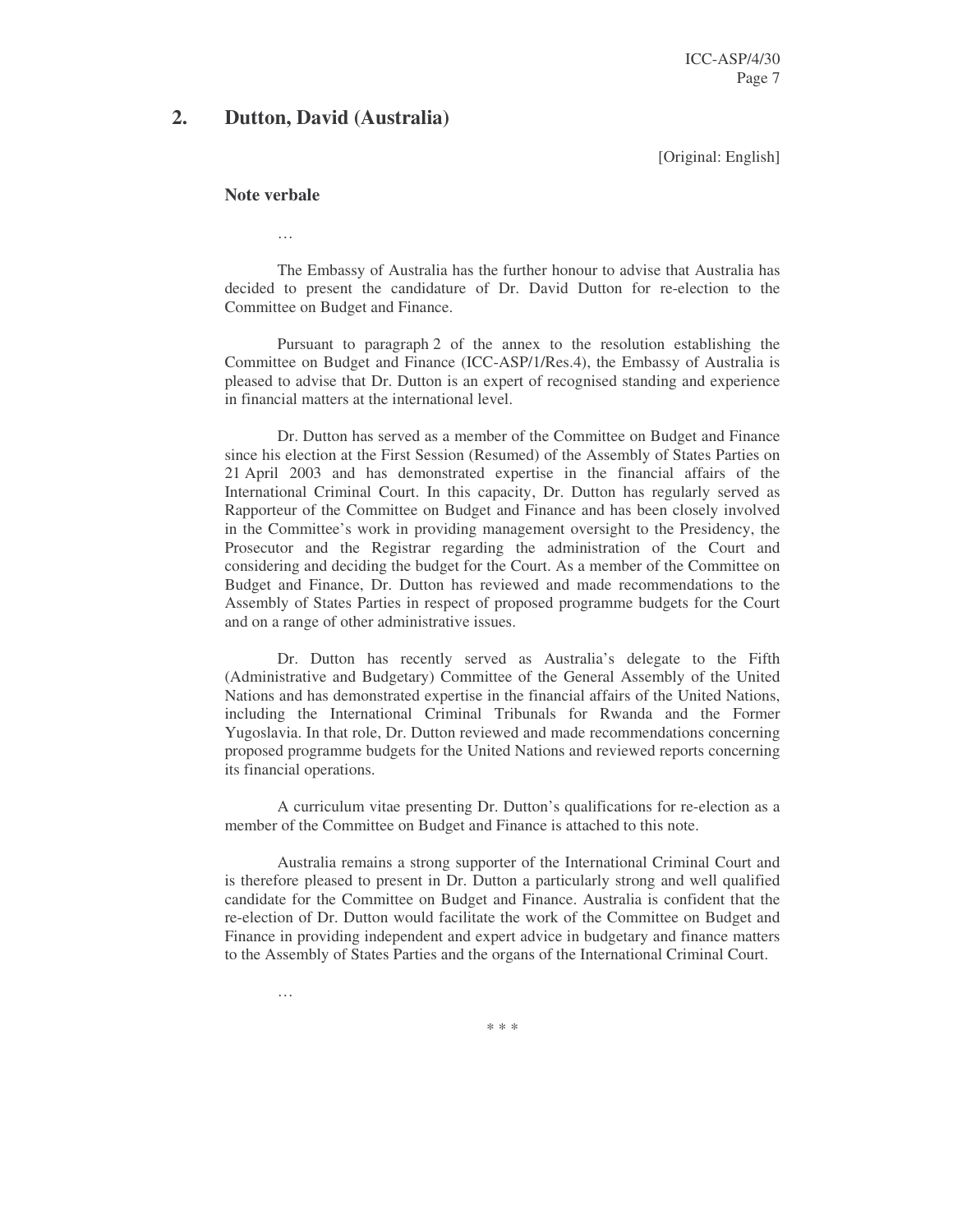## 2. Dutton, David (Australia)

[Original: English]

### Note verbale

…

The Embassy of Australia has the further honour to advise that Australia has decided to present the candidature of Dr. David Dutton for re-election to the Committee on Budget and Finance.

Pursuant to paragraph 2 of the annex to the resolution establishing the Committee on Budget and Finance (ICC-ASP/1/Res.4), the Embassy of Australia is pleased to advise that Dr. Dutton is an expert of recognised standing and experience in financial matters at the international level.

Dr. Dutton has served as a member of the Committee on Budget and Finance since his election at the First Session (Resumed) of the Assembly of States Parties on 21 April 2003 and has demonstrated expertise in the financial affairs of the International Criminal Court. In this capacity, Dr. Dutton has regularly served as Rapporteur of the Committee on Budget and Finance and has been closely involved in the Committee's work in providing management oversight to the Presidency, the Prosecutor and the Registrar regarding the administration of the Court and considering and deciding the budget for the Court. As a member of the Committee on Budget and Finance, Dr. Dutton has reviewed and made recommendations to the Assembly of States Parties in respect of proposed programme budgets for the Court and on a range of other administrative issues.

Dr. Dutton has recently served as Australia's delegate to the Fifth (Administrative and Budgetary) Committee of the General Assembly of the United Nations and has demonstrated expertise in the financial affairs of the United Nations, including the International Criminal Tribunals for Rwanda and the Former Yugoslavia. In that role, Dr. Dutton reviewed and made recommendations concerning proposed programme budgets for the United Nations and reviewed reports concerning its financial operations.

A curriculum vitae presenting Dr. Dutton's qualifications for re-election as a member of the Committee on Budget and Finance is attached to this note.

Australia remains a strong supporter of the International Criminal Court and is therefore pleased to present in Dr. Dutton a particularly strong and well qualified candidate for the Committee on Budget and Finance. Australia is confident that the re-election of Dr. Dutton would facilitate the work of the Committee on Budget and Finance in providing independent and expert advice in budgetary and finance matters to the Assembly of States Parties and the organs of the International Criminal Court.

…

\* \* \*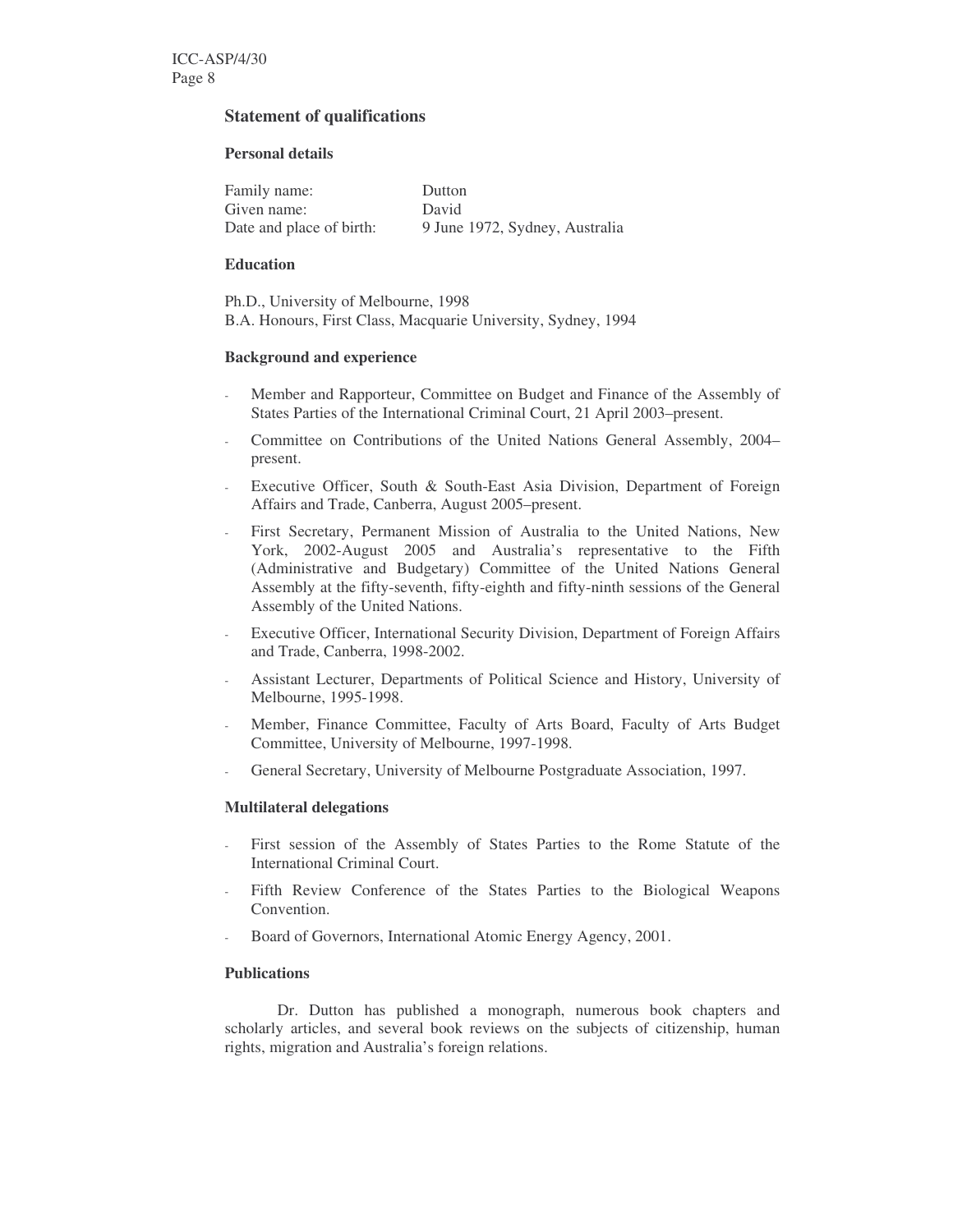## Statement of qualifications

### Personal details

| | |
|---|---|
| Family name: | Dutton |
| Given name: | David |
| Date and place of birth: | 9 June 1972, Sydney, Australia |

### Education

Ph.D., University of Melbourne, 1998
B.A. Honours, First Class, Macquarie University, Sydney, 1994

### Background and experience

- Member and Rapporteur, Committee on Budget and Finance of the Assembly of States Parties of the International Criminal Court, 21 April 2003–present.
- Committee on Contributions of the United Nations General Assembly, 2004–present.
- Executive Officer, South & South-East Asia Division, Department of Foreign Affairs and Trade, Canberra, August 2005–present.
- First Secretary, Permanent Mission of Australia to the United Nations, New York, 2002-August 2005 and Australia's representative to the Fifth (Administrative and Budgetary) Committee of the United Nations General Assembly at the fifty-seventh, fifty-eighth and fifty-ninth sessions of the General Assembly of the United Nations.
- Executive Officer, International Security Division, Department of Foreign Affairs and Trade, Canberra, 1998-2002.
- Assistant Lecturer, Departments of Political Science and History, University of Melbourne, 1995-1998.
- Member, Finance Committee, Faculty of Arts Board, Faculty of Arts Budget Committee, University of Melbourne, 1997-1998.
- General Secretary, University of Melbourne Postgraduate Association, 1997.

### Multilateral delegations

- First session of the Assembly of States Parties to the Rome Statute of the International Criminal Court.
- Fifth Review Conference of the States Parties to the Biological Weapons Convention.
- Board of Governors, International Atomic Energy Agency, 2001.

### Publications

Dr. Dutton has published a monograph, numerous book chapters and scholarly articles, and several book reviews on the subjects of citizenship, human rights, migration and Australia's foreign relations.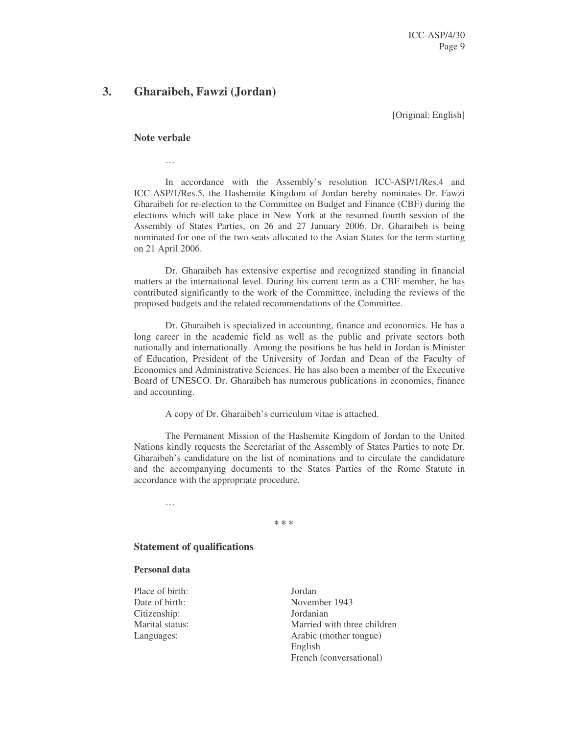## 3. Gharaibeh, Fawzi (Jordan)

[Original: English]

### Note verbale

…

In accordance with the Assembly's resolution ICC-ASP/1/Res.4 and ICC-ASP/1/Res.5, the Hashemite Kingdom of Jordan hereby nominates Dr. Fawzi Gharaibeh for re-election to the Committee on Budget and Finance (CBF) during the elections which will take place in New York at the resumed fourth session of the Assembly of States Parties, on 26 and 27 January 2006. Dr. Gharaibeh is being nominated for one of the two seats allocated to the Asian States for the term starting on 21 April 2006.

Dr. Gharaibeh has extensive expertise and recognized standing in financial matters at the international level. During his current term as a CBF member, he has contributed significantly to the work of the Committee, including the reviews of the proposed budgets and the related recommendations of the Committee.

Dr. Gharaibeh is specialized in accounting, finance and economics. He has a long career in the academic field as well as the public and private sectors both nationally and internationally. Among the positions he has held in Jordan is Minister of Education, President of the University of Jordan and Dean of the Faculty of Economics and Administrative Sciences. He has also been a member of the Executive Board of UNESCO. Dr. Gharaibeh has numerous publications in economics, finance and accounting.

A copy of Dr. Gharaibeh's curriculum vitae is attached.

The Permanent Mission of the Hashemite Kingdom of Jordan to the United Nations kindly requests the Secretariat of the Assembly of States Parties to note Dr. Gharaibeh's candidature on the list of nominations and to circulate the candidature and the accompanying documents to the States Parties of the Rome Statute in accordance with the appropriate procedure.

…

\* \* \*

### Statement of qualifications

#### Personal data

| | |
|---|---|
| Place of birth: | Jordan |
| Date of birth: | November 1943 |
| Citizenship: | Jordanian |
| Marital status: | Married with three children |
| Languages: | Arabic (mother tongue)<br>English<br>French (conversational) |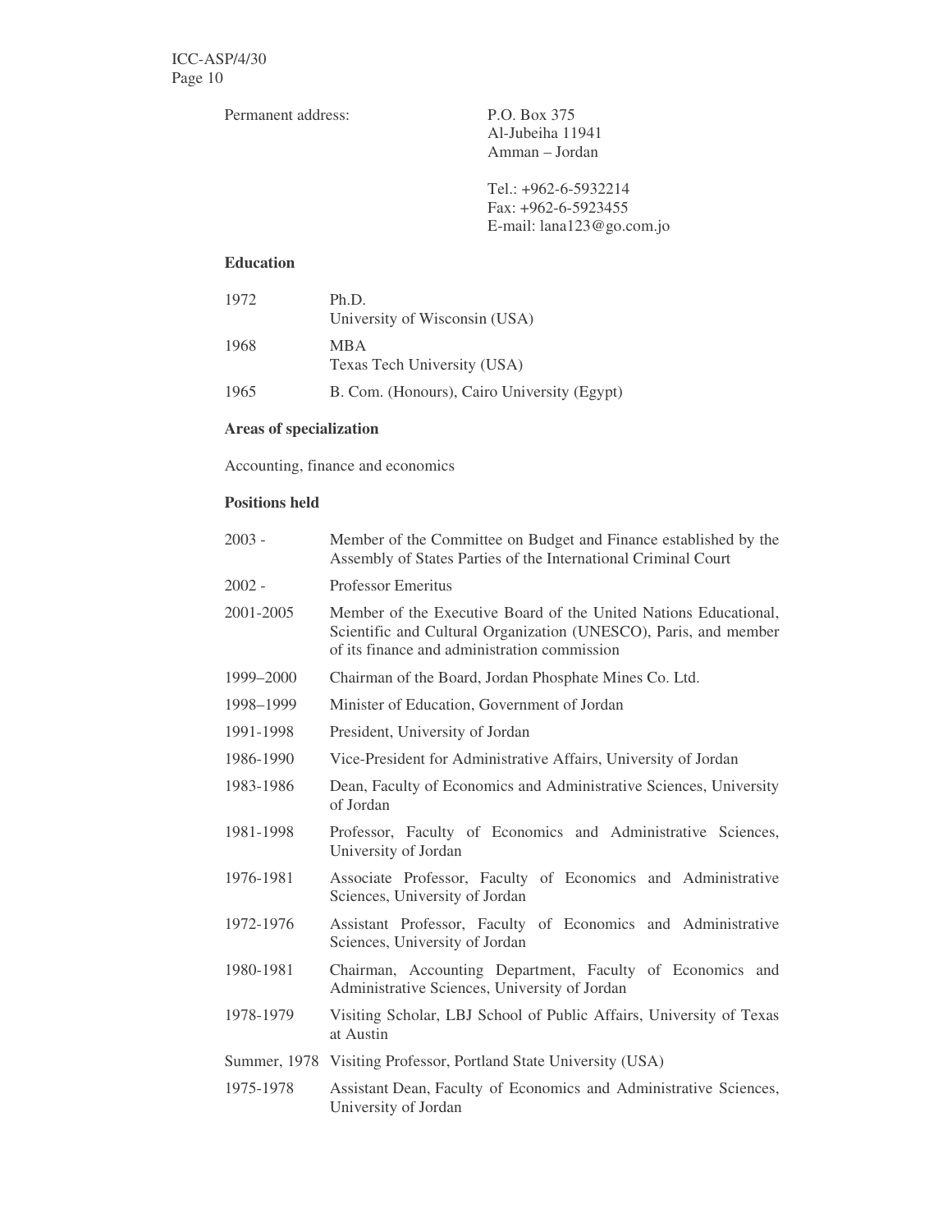Permanent address: P.O. Box 375
Al-Jubeiha 11941
Amman – Jordan

Tel.: +962-6-5932214
Fax: +962-6-5923455
E-mail: lana123@go.com.jo

**Education**

| | |
|---|---|
| 1972 | Ph.D.<br>University of Wisconsin (USA) |
| 1968 | MBA<br>Texas Tech University (USA) |
| 1965 | B. Com. (Honours), Cairo University (Egypt) |

**Areas of specialization**

Accounting, finance and economics

**Positions held**

| | |
|---|---|
| 2003 - | Member of the Committee on Budget and Finance established by the Assembly of States Parties of the International Criminal Court |
| 2002 - | Professor Emeritus |
| 2001-2005 | Member of the Executive Board of the United Nations Educational, Scientific and Cultural Organization (UNESCO), Paris, and member of its finance and administration commission |
| 1999–2000 | Chairman of the Board, Jordan Phosphate Mines Co. Ltd. |
| 1998–1999 | Minister of Education, Government of Jordan |
| 1991-1998 | President, University of Jordan |
| 1986-1990 | Vice-President for Administrative Affairs, University of Jordan |
| 1983-1986 | Dean, Faculty of Economics and Administrative Sciences, University of Jordan |
| 1981-1998 | Professor, Faculty of Economics and Administrative Sciences, University of Jordan |
| 1976-1981 | Associate Professor, Faculty of Economics and Administrative Sciences, University of Jordan |
| 1972-1976 | Assistant Professor, Faculty of Economics and Administrative Sciences, University of Jordan |
| 1980-1981 | Chairman, Accounting Department, Faculty of Economics and Administrative Sciences, University of Jordan |
| 1978-1979 | Visiting Scholar, LBJ School of Public Affairs, University of Texas at Austin |
| Summer, 1978 | Visiting Professor, Portland State University (USA) |
| 1975-1978 | Assistant Dean, Faculty of Economics and Administrative Sciences, University of Jordan |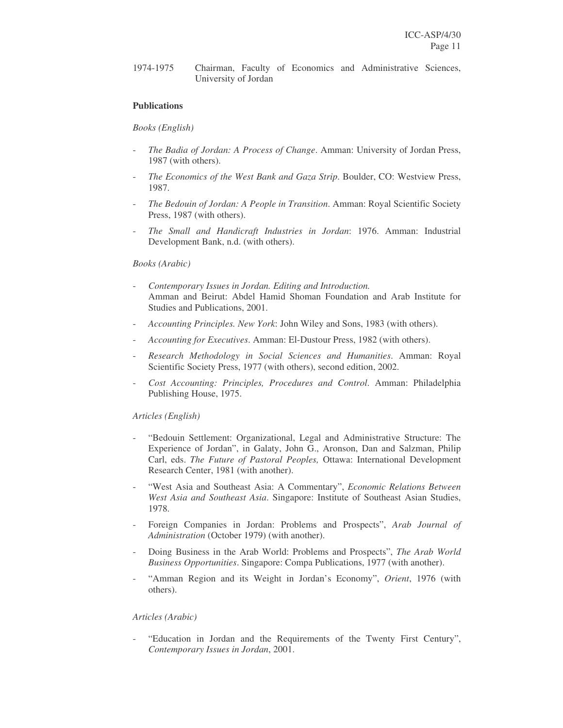1974-1975 Chairman, Faculty of Economics and Administrative Sciences, University of Jordan

**Publications**

*Books (English)*

- *The Badia of Jordan: A Process of Change*. Amman: University of Jordan Press, 1987 (with others).
- *The Economics of the West Bank and Gaza Strip*. Boulder, CO: Westview Press, 1987.
- *The Bedouin of Jordan: A People in Transition*. Amman: Royal Scientific Society Press, 1987 (with others).
- *The Small and Handicraft Industries in Jordan*: 1976. Amman: Industrial Development Bank, n.d. (with others).

*Books (Arabic)*

- *Contemporary Issues in Jordan. Editing and Introduction.* Amman and Beirut: Abdel Hamid Shoman Foundation and Arab Institute for Studies and Publications, 2001.
- *Accounting Principles. New York*: John Wiley and Sons, 1983 (with others).
- *Accounting for Executives*. Amman: El-Dustour Press, 1982 (with others).
- *Research Methodology in Social Sciences and Humanities*. Amman: Royal Scientific Society Press, 1977 (with others), second edition, 2002.
- *Cost Accounting: Principles, Procedures and Control*. Amman: Philadelphia Publishing House, 1975.

*Articles (English)*

- "Bedouin Settlement: Organizational, Legal and Administrative Structure: The Experience of Jordan", in Galaty, John G., Aronson, Dan and Salzman, Philip Carl, eds. *The Future of Pastoral Peoples,* Ottawa: International Development Research Center, 1981 (with another).
- "West Asia and Southeast Asia: A Commentary", *Economic Relations Between West Asia and Southeast Asia*. Singapore: Institute of Southeast Asian Studies, 1978.
- Foreign Companies in Jordan: Problems and Prospects", *Arab Journal of Administration* (October 1979) (with another).
- Doing Business in the Arab World: Problems and Prospects", *The Arab World Business Opportunities*. Singapore: Compa Publications, 1977 (with another).
- "Amman Region and its Weight in Jordan's Economy", *Orient*, 1976 (with others).

*Articles (Arabic)*

- "Education in Jordan and the Requirements of the Twenty First Century", *Contemporary Issues in Jordan*, 2001.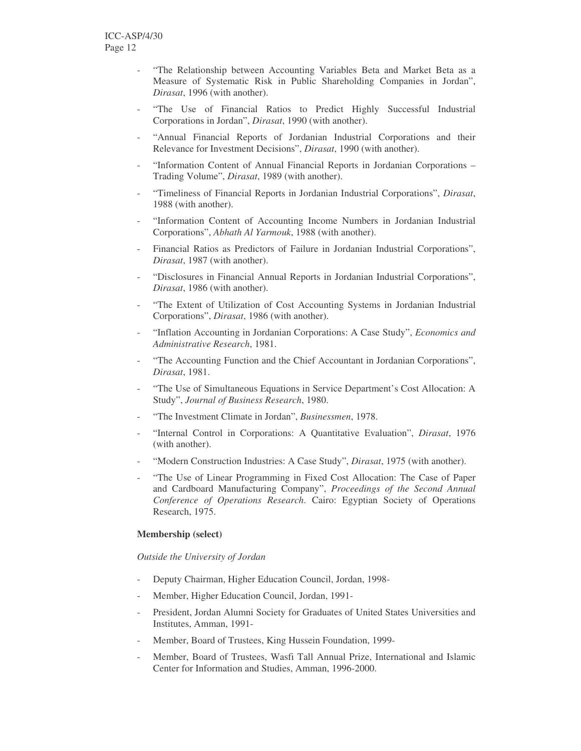- "The Relationship between Accounting Variables Beta and Market Beta as a Measure of Systematic Risk in Public Shareholding Companies in Jordan", *Dirasat*, 1996 (with another).
- "The Use of Financial Ratios to Predict Highly Successful Industrial Corporations in Jordan", *Dirasat*, 1990 (with another).
- "Annual Financial Reports of Jordanian Industrial Corporations and their Relevance for Investment Decisions", *Dirasat*, 1990 (with another).
- "Information Content of Annual Financial Reports in Jordanian Corporations – Trading Volume", *Dirasat*, 1989 (with another).
- "Timeliness of Financial Reports in Jordanian Industrial Corporations", *Dirasat*, 1988 (with another).
- "Information Content of Accounting Income Numbers in Jordanian Industrial Corporations", *Abhath Al Yarmouk*, 1988 (with another).
- Financial Ratios as Predictors of Failure in Jordanian Industrial Corporations", *Dirasat*, 1987 (with another).
- "Disclosures in Financial Annual Reports in Jordanian Industrial Corporations", *Dirasat*, 1986 (with another).
- "The Extent of Utilization of Cost Accounting Systems in Jordanian Industrial Corporations", *Dirasat*, 1986 (with another).
- "Inflation Accounting in Jordanian Corporations: A Case Study", *Economics and Administrative Research*, 1981.
- "The Accounting Function and the Chief Accountant in Jordanian Corporations", *Dirasat*, 1981.
- "The Use of Simultaneous Equations in Service Department's Cost Allocation: A Study", *Journal of Business Research*, 1980.
- "The Investment Climate in Jordan", *Businessmen*, 1978.
- "Internal Control in Corporations: A Quantitative Evaluation", *Dirasat*, 1976 (with another).
- "Modern Construction Industries: A Case Study", *Dirasat*, 1975 (with another).
- "The Use of Linear Programming in Fixed Cost Allocation: The Case of Paper and Cardboard Manufacturing Company", *Proceedings of the Second Annual Conference of Operations Research*. Cairo: Egyptian Society of Operations Research, 1975.

**Membership (select)**

*Outside the University of Jordan*

- Deputy Chairman, Higher Education Council, Jordan, 1998-
- Member, Higher Education Council, Jordan, 1991-
- President, Jordan Alumni Society for Graduates of United States Universities and Institutes, Amman, 1991-
- Member, Board of Trustees, King Hussein Foundation, 1999-
- Member, Board of Trustees, Wasfi Tall Annual Prize, International and Islamic Center for Information and Studies, Amman, 1996-2000.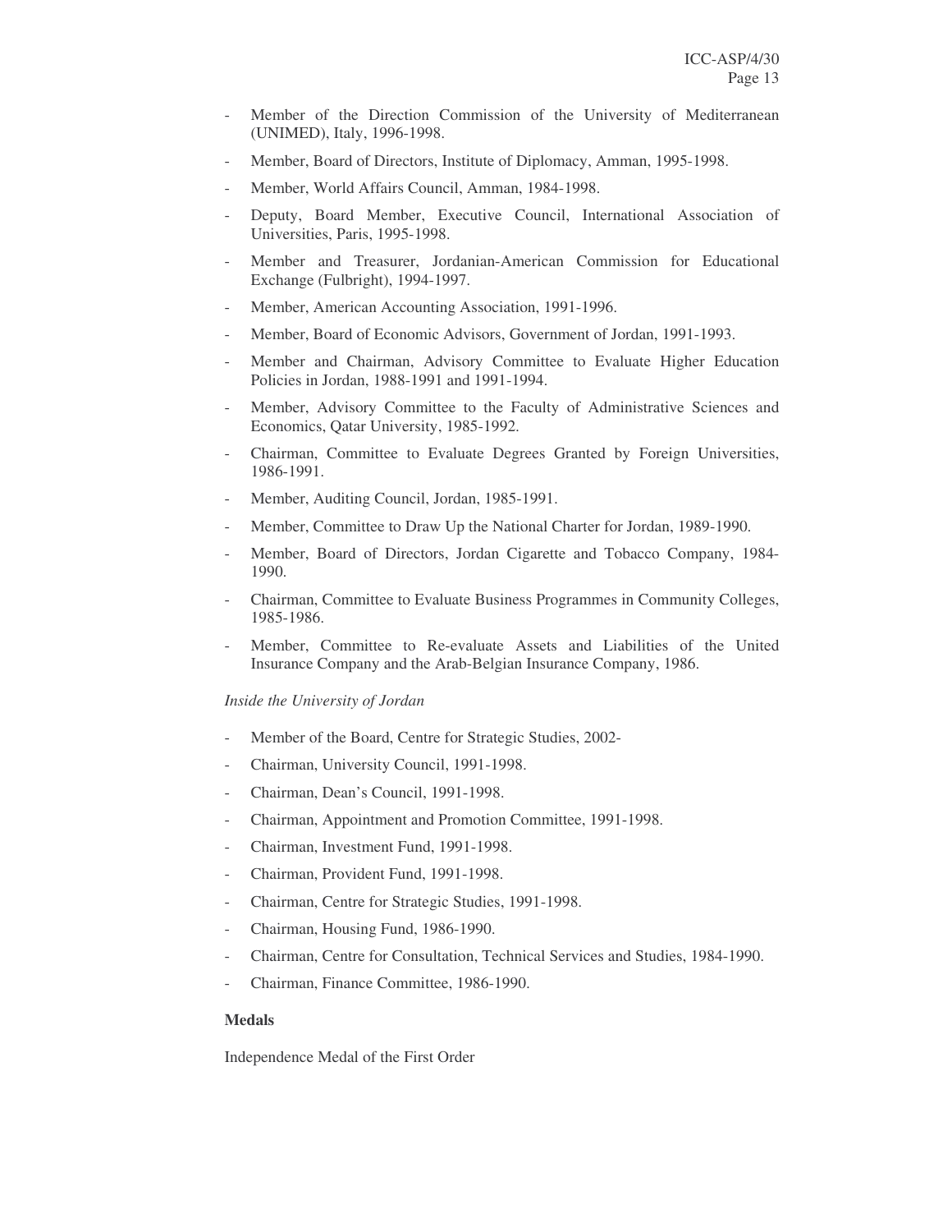- Member of the Direction Commission of the University of Mediterranean (UNIMED), Italy, 1996-1998.
- Member, Board of Directors, Institute of Diplomacy, Amman, 1995-1998.
- Member, World Affairs Council, Amman, 1984-1998.
- Deputy, Board Member, Executive Council, International Association of Universities, Paris, 1995-1998.
- Member and Treasurer, Jordanian-American Commission for Educational Exchange (Fulbright), 1994-1997.
- Member, American Accounting Association, 1991-1996.
- Member, Board of Economic Advisors, Government of Jordan, 1991-1993.
- Member and Chairman, Advisory Committee to Evaluate Higher Education Policies in Jordan, 1988-1991 and 1991-1994.
- Member, Advisory Committee to the Faculty of Administrative Sciences and Economics, Qatar University, 1985-1992.
- Chairman, Committee to Evaluate Degrees Granted by Foreign Universities, 1986-1991.
- Member, Auditing Council, Jordan, 1985-1991.
- Member, Committee to Draw Up the National Charter for Jordan, 1989-1990.
- Member, Board of Directors, Jordan Cigarette and Tobacco Company, 1984-1990.
- Chairman, Committee to Evaluate Business Programmes in Community Colleges, 1985-1986.
- Member, Committee to Re-evaluate Assets and Liabilities of the United Insurance Company and the Arab-Belgian Insurance Company, 1986.

*Inside the University of Jordan*

- Member of the Board, Centre for Strategic Studies, 2002-
- Chairman, University Council, 1991-1998.
- Chairman, Dean's Council, 1991-1998.
- Chairman, Appointment and Promotion Committee, 1991-1998.
- Chairman, Investment Fund, 1991-1998.
- Chairman, Provident Fund, 1991-1998.
- Chairman, Centre for Strategic Studies, 1991-1998.
- Chairman, Housing Fund, 1986-1990.
- Chairman, Centre for Consultation, Technical Services and Studies, 1984-1990.
- Chairman, Finance Committee, 1986-1990.

**Medals**

Independence Medal of the First Order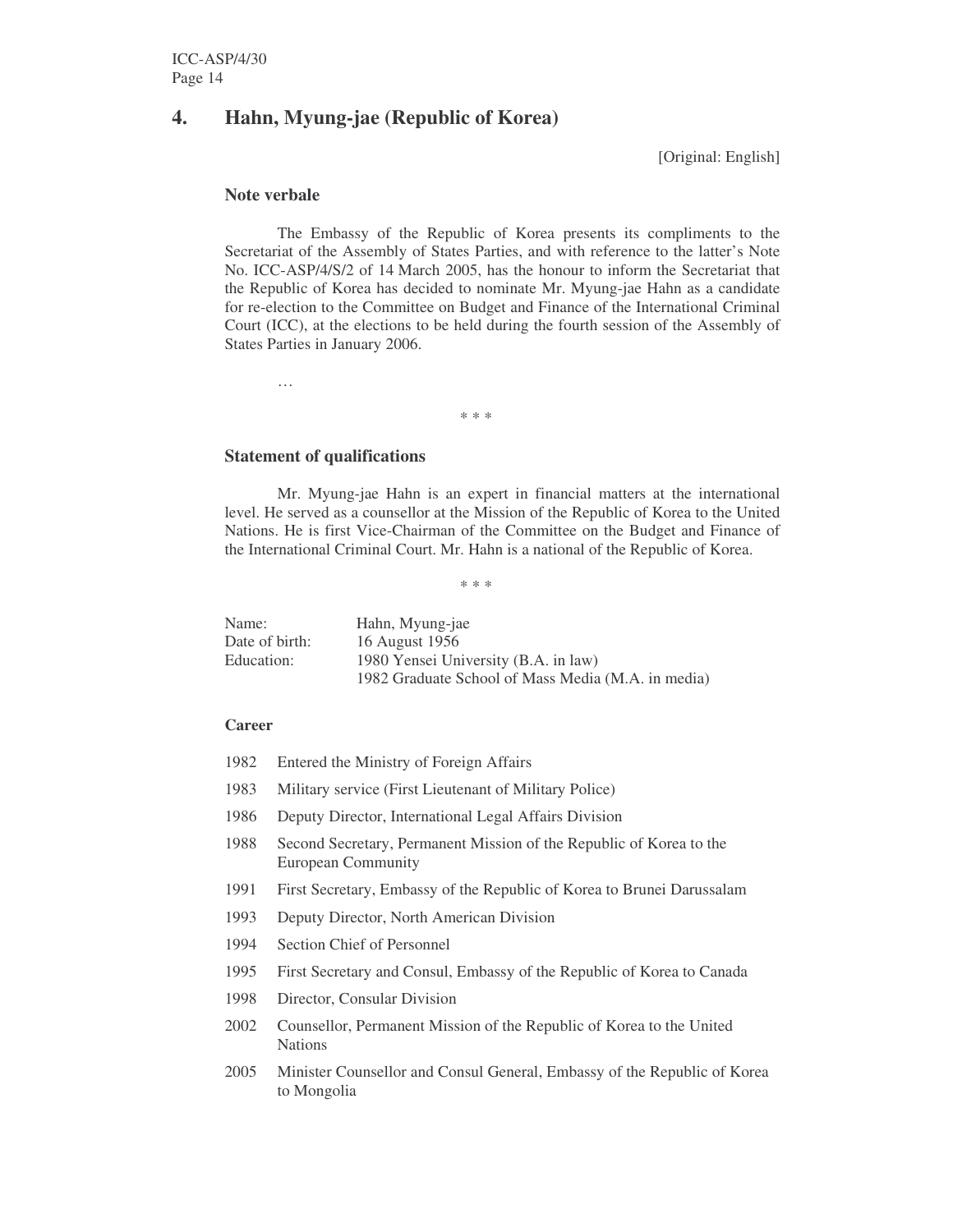## 4. Hahn, Myung-jae (Republic of Korea)

[Original: English]

### Note verbale

The Embassy of the Republic of Korea presents its compliments to the Secretariat of the Assembly of States Parties, and with reference to the latter's Note No. ICC-ASP/4/S/2 of 14 March 2005, has the honour to inform the Secretariat that the Republic of Korea has decided to nominate Mr. Myung-jae Hahn as a candidate for re-election to the Committee on Budget and Finance of the International Criminal Court (ICC), at the elections to be held during the fourth session of the Assembly of States Parties in January 2006.

…

\* \* \*

### Statement of qualifications

Mr. Myung-jae Hahn is an expert in financial matters at the international level. He served as a counsellor at the Mission of the Republic of Korea to the United Nations. He is first Vice-Chairman of the Committee on the Budget and Finance of the International Criminal Court. Mr. Hahn is a national of the Republic of Korea.

\* \* \*

Name: Hahn, Myung-jae
Date of birth: 16 August 1956
Education: 1980 Yensei University (B.A. in law)
1982 Graduate School of Mass Media (M.A. in media)

**Career**

1982 Entered the Ministry of Foreign Affairs

1983 Military service (First Lieutenant of Military Police)

1986 Deputy Director, International Legal Affairs Division

1988 Second Secretary, Permanent Mission of the Republic of Korea to the European Community

1991 First Secretary, Embassy of the Republic of Korea to Brunei Darussalam

1993 Deputy Director, North American Division

1994 Section Chief of Personnel

1995 First Secretary and Consul, Embassy of the Republic of Korea to Canada

1998 Director, Consular Division

2002 Counsellor, Permanent Mission of the Republic of Korea to the United Nations

2005 Minister Counsellor and Consul General, Embassy of the Republic of Korea to Mongolia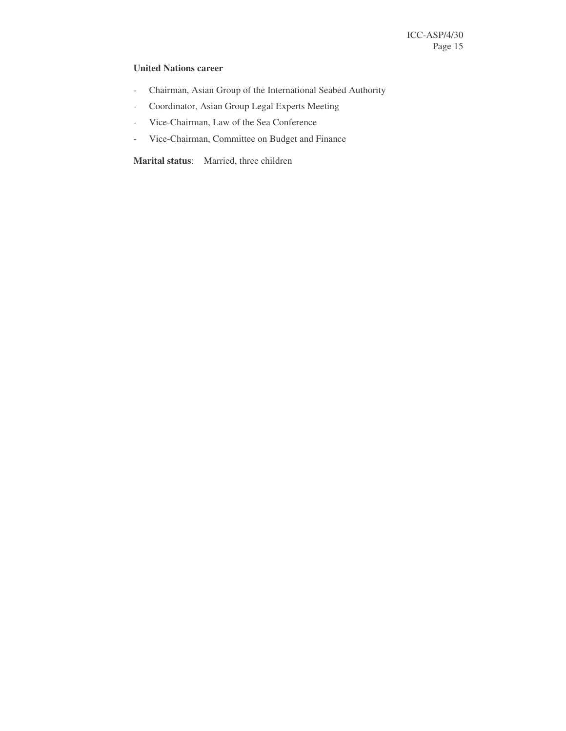**United Nations career**

- Chairman, Asian Group of the International Seabed Authority
- Coordinator, Asian Group Legal Experts Meeting
- Vice-Chairman, Law of the Sea Conference
- Vice-Chairman, Committee on Budget and Finance

**Marital status**: Married, three children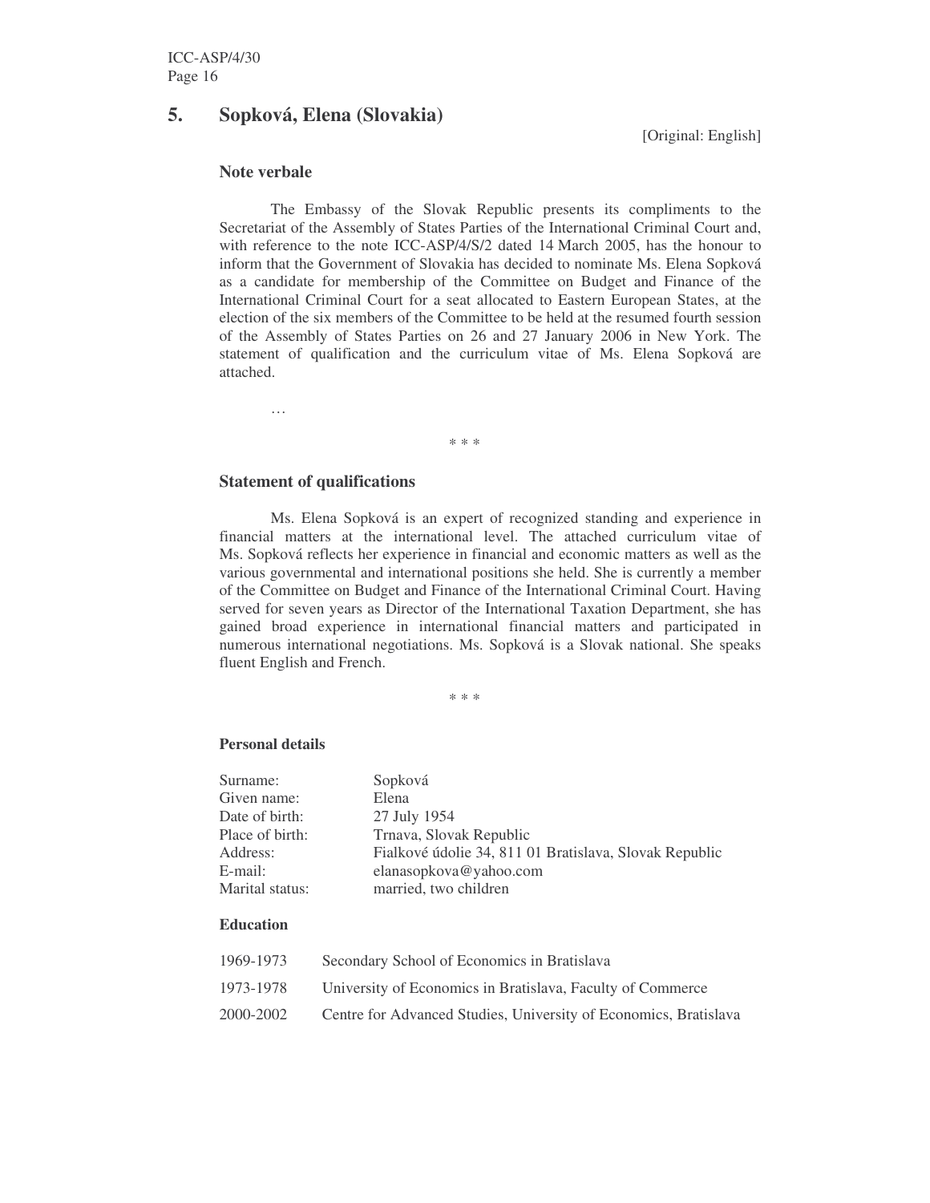## 5. Sopková, Elena (Slovakia)

[Original: English]

### Note verbale

The Embassy of the Slovak Republic presents its compliments to the Secretariat of the Assembly of States Parties of the International Criminal Court and, with reference to the note ICC-ASP/4/S/2 dated 14 March 2005, has the honour to inform that the Government of Slovakia has decided to nominate Ms. Elena Sopková as a candidate for membership of the Committee on Budget and Finance of the International Criminal Court for a seat allocated to Eastern European States, at the election of the six members of the Committee to be held at the resumed fourth session of the Assembly of States Parties on 26 and 27 January 2006 in New York. The statement of qualification and the curriculum vitae of Ms. Elena Sopková are attached.

…

\* \* \*

### Statement of qualifications

Ms. Elena Sopková is an expert of recognized standing and experience in financial matters at the international level. The attached curriculum vitae of Ms. Sopková reflects her experience in financial and economic matters as well as the various governmental and international positions she held. She is currently a member of the Committee on Budget and Finance of the International Criminal Court. Having served for seven years as Director of the International Taxation Department, she has gained broad experience in international financial matters and participated in numerous international negotiations. Ms. Sopková is a Slovak national. She speaks fluent English and French.

\* \* \*

#### Personal details

| | |
|---|---|
| Surname: | Sopková |
| Given name: | Elena |
| Date of birth: | 27 July 1954 |
| Place of birth: | Trnava, Slovak Republic |
| Address: | Fialkové údolie 34, 811 01 Bratislava, Slovak Republic |
| E-mail: | elanasopkova@yahoo.com |
| Marital status: | married, two children |

#### Education

| | |
|---|---|
| 1969-1973 | Secondary School of Economics in Bratislava |
| 1973-1978 | University of Economics in Bratislava, Faculty of Commerce |
| 2000-2002 | Centre for Advanced Studies, University of Economics, Bratislava |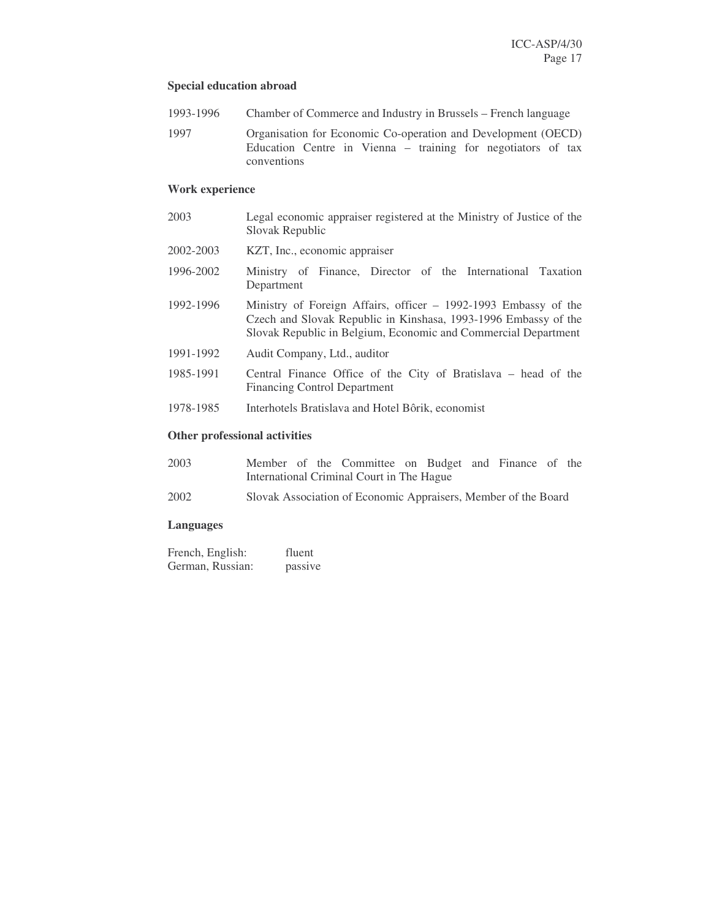**Special education abroad**

| | |
|---|---|
| 1993-1996 | Chamber of Commerce and Industry in Brussels – French language |
| 1997 | Organisation for Economic Co-operation and Development (OECD) Education Centre in Vienna – training for negotiators of tax conventions |

**Work experience**

| | |
|---|---|
| 2003 | Legal economic appraiser registered at the Ministry of Justice of the Slovak Republic |
| 2002-2003 | KZT, Inc., economic appraiser |
| 1996-2002 | Ministry of Finance, Director of the International Taxation Department |
| 1992-1996 | Ministry of Foreign Affairs, officer – 1992-1993 Embassy of the Czech and Slovak Republic in Kinshasa, 1993-1996 Embassy of the Slovak Republic in Belgium, Economic and Commercial Department |
| 1991-1992 | Audit Company, Ltd., auditor |
| 1985-1991 | Central Finance Office of the City of Bratislava – head of the Financing Control Department |
| 1978-1985 | Interhotels Bratislava and Hotel Bôrik, economist |

**Other professional activities**

| | |
|---|---|
| 2003 | Member of the Committee on Budget and Finance of the International Criminal Court in The Hague |
| 2002 | Slovak Association of Economic Appraisers, Member of the Board |

**Languages**

| | |
|---|---|
| French, English: | fluent |
| German, Russian: | passive |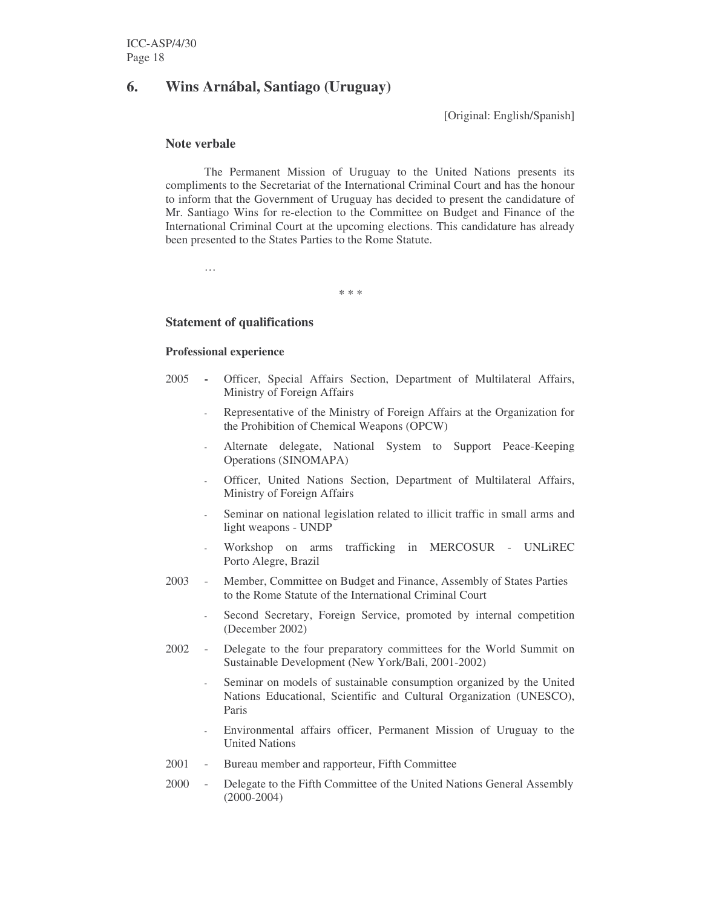## 6. Wins Arnábal, Santiago (Uruguay)

[Original: English/Spanish]

### Note verbale

The Permanent Mission of Uruguay to the United Nations presents its compliments to the Secretariat of the International Criminal Court and has the honour to inform that the Government of Uruguay has decided to present the candidature of Mr. Santiago Wins for re-election to the Committee on Budget and Finance of the International Criminal Court at the upcoming elections. This candidature has already been presented to the States Parties to the Rome Statute.

…

\* \* \*

### Statement of qualifications

#### Professional experience

2005
- Officer, Special Affairs Section, Department of Multilateral Affairs, Ministry of Foreign Affairs
- Representative of the Ministry of Foreign Affairs at the Organization for the Prohibition of Chemical Weapons (OPCW)
- Alternate delegate, National System to Support Peace-Keeping Operations (SINOMAPA)
- Officer, United Nations Section, Department of Multilateral Affairs, Ministry of Foreign Affairs
- Seminar on national legislation related to illicit traffic in small arms and light weapons - UNDP
- Workshop on arms trafficking in MERCOSUR - UNLiREC Porto Alegre, Brazil

2003
- Member, Committee on Budget and Finance, Assembly of States Parties to the Rome Statute of the International Criminal Court
- Second Secretary, Foreign Service, promoted by internal competition (December 2002)

2002
- Delegate to the four preparatory committees for the World Summit on Sustainable Development (New York/Bali, 2001-2002)
- Seminar on models of sustainable consumption organized by the United Nations Educational, Scientific and Cultural Organization (UNESCO), Paris
- Environmental affairs officer, Permanent Mission of Uruguay to the United Nations

2001
- Bureau member and rapporteur, Fifth Committee

2000
- Delegate to the Fifth Committee of the United Nations General Assembly (2000-2004)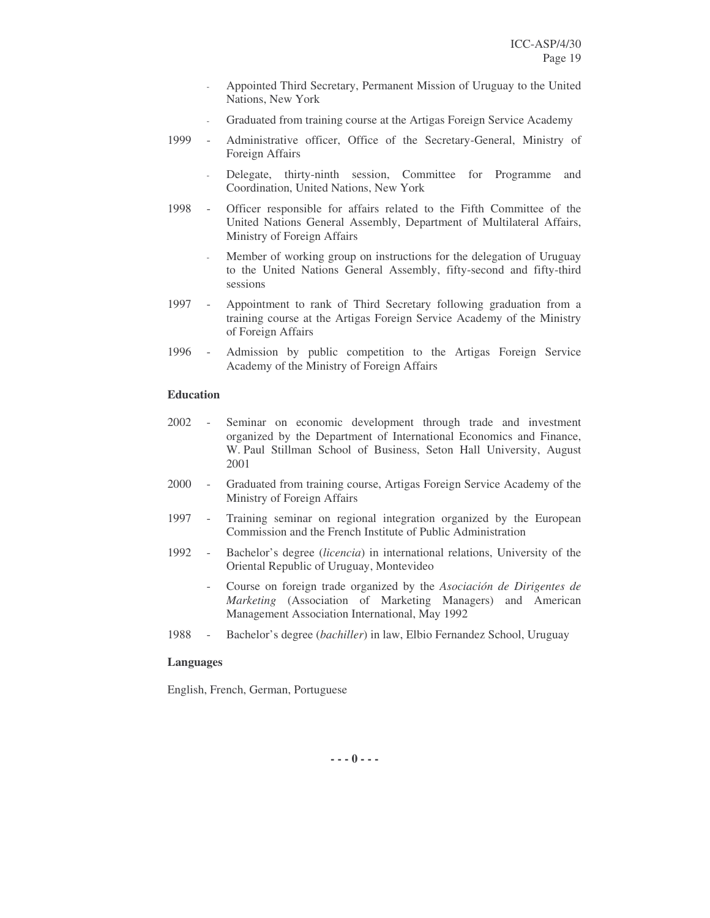- Appointed Third Secretary, Permanent Mission of Uruguay to the United Nations, New York
- Graduated from training course at the Artigas Foreign Service Academy

1999 - Administrative officer, Office of the Secretary-General, Ministry of Foreign Affairs

- Delegate, thirty-ninth session, Committee for Programme and Coordination, United Nations, New York

1998 - Officer responsible for affairs related to the Fifth Committee of the United Nations General Assembly, Department of Multilateral Affairs, Ministry of Foreign Affairs

- Member of working group on instructions for the delegation of Uruguay to the United Nations General Assembly, fifty-second and fifty-third sessions

1997 - Appointment to rank of Third Secretary following graduation from a training course at the Artigas Foreign Service Academy of the Ministry of Foreign Affairs

1996 - Admission by public competition to the Artigas Foreign Service Academy of the Ministry of Foreign Affairs

**Education**

2002 - Seminar on economic development through trade and investment organized by the Department of International Economics and Finance, W. Paul Stillman School of Business, Seton Hall University, August 2001

2000 - Graduated from training course, Artigas Foreign Service Academy of the Ministry of Foreign Affairs

1997 - Training seminar on regional integration organized by the European Commission and the French Institute of Public Administration

1992 - Bachelor's degree (*licencia*) in international relations, University of the Oriental Republic of Uruguay, Montevideo

- Course on foreign trade organized by the *Asociación de Dirigentes de Marketing* (Association of Marketing Managers) and American Management Association International, May 1992

1988 - Bachelor's degree (*bachiller*) in law, Elbio Fernandez School, Uruguay

**Languages**

English, French, German, Portuguese

- - - 0 - - -